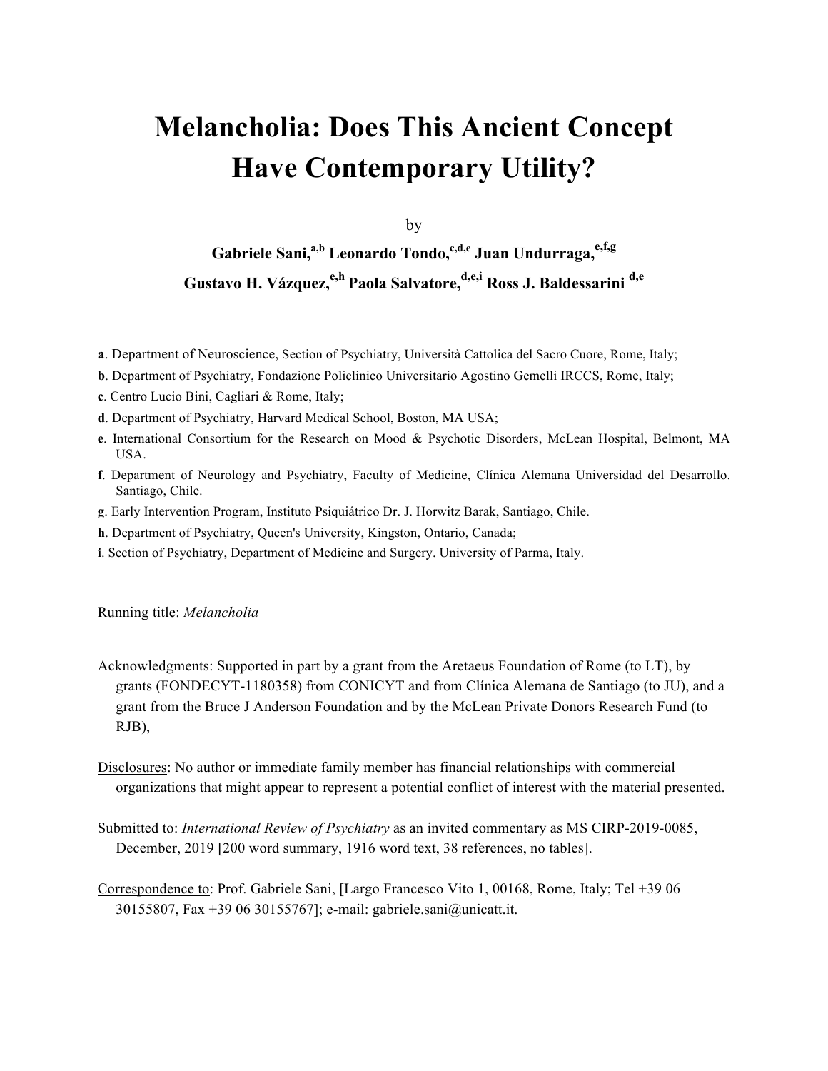# Melancholia: Does This Ancient Concept Have Contemporary Utility?

by

**Gabriele Sani,[a,b] Leonardo Tondo,[c,d,e] Juan Undurraga,[e,f,g]**
**Gustavo H. Vázquez,[e,h] Paola Salvatore,[d,e,i] Ross J. Baldessarini [d,e]**

**a**. Department of Neuroscience, Section of Psychiatry, Università Cattolica del Sacro Cuore, Rome, Italy;

**b**. Department of Psychiatry, Fondazione Policlinico Universitario Agostino Gemelli IRCCS, Rome, Italy;

**c**. Centro Lucio Bini, Cagliari & Rome, Italy;

**d**. Department of Psychiatry, Harvard Medical School, Boston, MA USA;

**e**. International Consortium for the Research on Mood & Psychotic Disorders, McLean Hospital, Belmont, MA USA.

**f**. Department of Neurology and Psychiatry, Faculty of Medicine, Clínica Alemana Universidad del Desarrollo. Santiago, Chile.

**g**. Early Intervention Program, Instituto Psiquiátrico Dr. J. Horwitz Barak, Santiago, Chile.

**h**. Department of Psychiatry, Queen's University, Kingston, Ontario, Canada;

**i**. Section of Psychiatry, Department of Medicine and Surgery. University of Parma, Italy.

Running title: *Melancholia*

Acknowledgments: Supported in part by a grant from the Aretaeus Foundation of Rome (to LT), by grants (FONDECYT-1180358) from CONICYT and from Clínica Alemana de Santiago (to JU), and a grant from the Bruce J Anderson Foundation and by the McLean Private Donors Research Fund (to RJB),

Disclosures: No author or immediate family member has financial relationships with commercial organizations that might appear to represent a potential conflict of interest with the material presented.

Submitted to: *International Review of Psychiatry* as an invited commentary as MS CIRP-2019-0085, December, 2019 [200 word summary, 1916 word text, 38 references, no tables].

Correspondence to: Prof. Gabriele Sani, [Largo Francesco Vito 1, 00168, Rome, Italy; Tel +39 06 30155807, Fax +39 06 30155767]; e-mail: gabriele.sani@unicatt.it.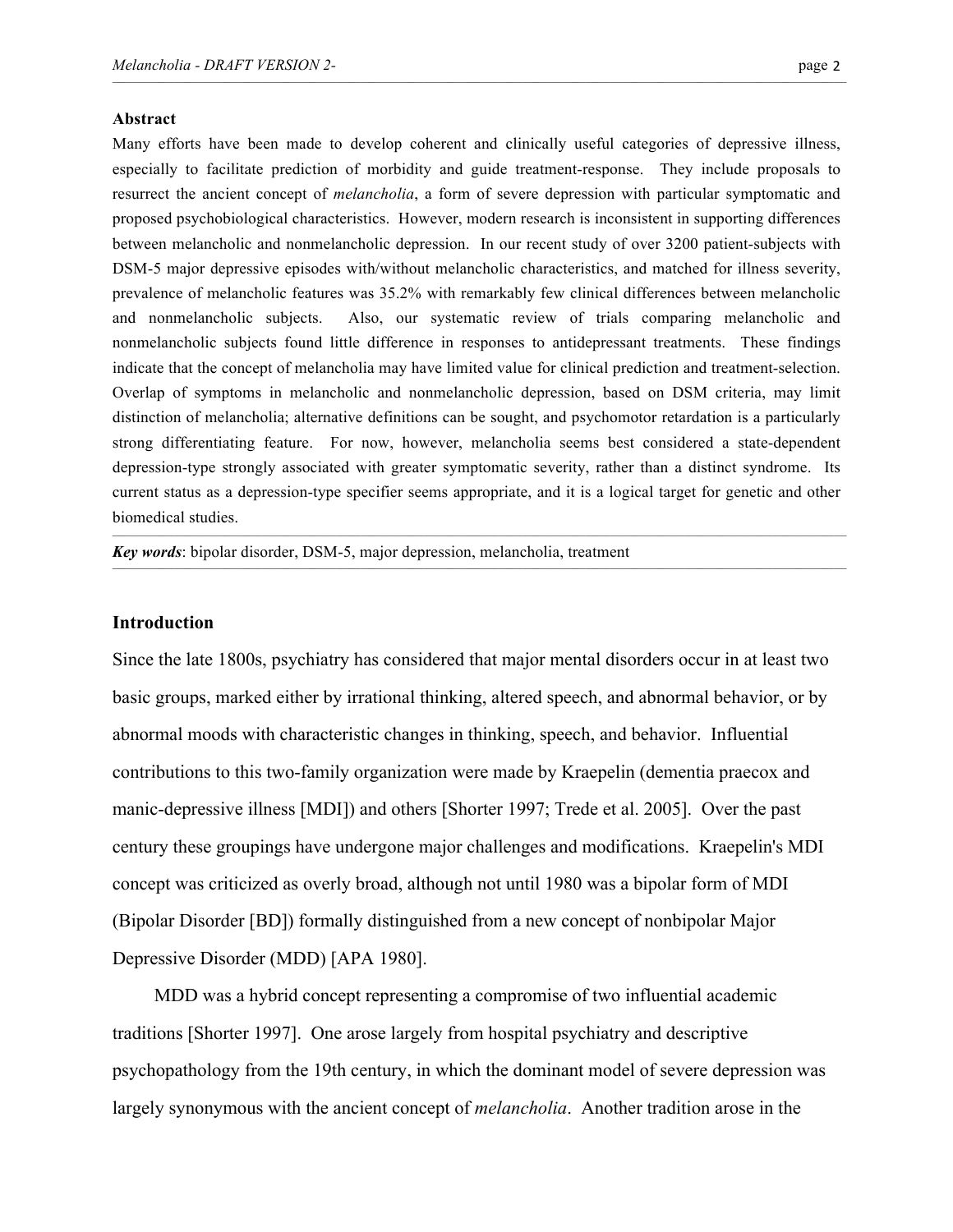**Abstract**

Many efforts have been made to develop coherent and clinically useful categories of depressive illness, especially to facilitate prediction of morbidity and guide treatment-response. They include proposals to resurrect the ancient concept of *melancholia*, a form of severe depression with particular symptomatic and proposed psychobiological characteristics. However, modern research is inconsistent in supporting differences between melancholic and nonmelancholic depression. In our recent study of over 3200 patient-subjects with DSM-5 major depressive episodes with/without melancholic characteristics, and matched for illness severity, prevalence of melancholic features was 35.2% with remarkably few clinical differences between melancholic and nonmelancholic subjects. Also, our systematic review of trials comparing melancholic and nonmelancholic subjects found little difference in responses to antidepressant treatments. These findings indicate that the concept of melancholia may have limited value for clinical prediction and treatment-selection. Overlap of symptoms in melancholic and nonmelancholic depression, based on DSM criteria, may limit distinction of melancholia; alternative definitions can be sought, and psychomotor retardation is a particularly strong differentiating feature. For now, however, melancholia seems best considered a state-dependent depression-type strongly associated with greater symptomatic severity, rather than a distinct syndrome. Its current status as a depression-type specifier seems appropriate, and it is a logical target for genetic and other biomedical studies.

***Key words***: bipolar disorder, DSM-5, major depression, melancholia, treatment

## Introduction

Since the late 1800s, psychiatry has considered that major mental disorders occur in at least two basic groups, marked either by irrational thinking, altered speech, and abnormal behavior, or by abnormal moods with characteristic changes in thinking, speech, and behavior. Influential contributions to this two-family organization were made by Kraepelin (dementia praecox and manic-depressive illness [MDI]) and others [Shorter 1997; Trede et al. 2005]. Over the past century these groupings have undergone major challenges and modifications. Kraepelin's MDI concept was criticized as overly broad, although not until 1980 was a bipolar form of MDI (Bipolar Disorder [BD]) formally distinguished from a new concept of nonbipolar Major Depressive Disorder (MDD) [APA 1980].

MDD was a hybrid concept representing a compromise of two influential academic traditions [Shorter 1997]. One arose largely from hospital psychiatry and descriptive psychopathology from the 19th century, in which the dominant model of severe depression was largely synonymous with the ancient concept of *melancholia*. Another tradition arose in the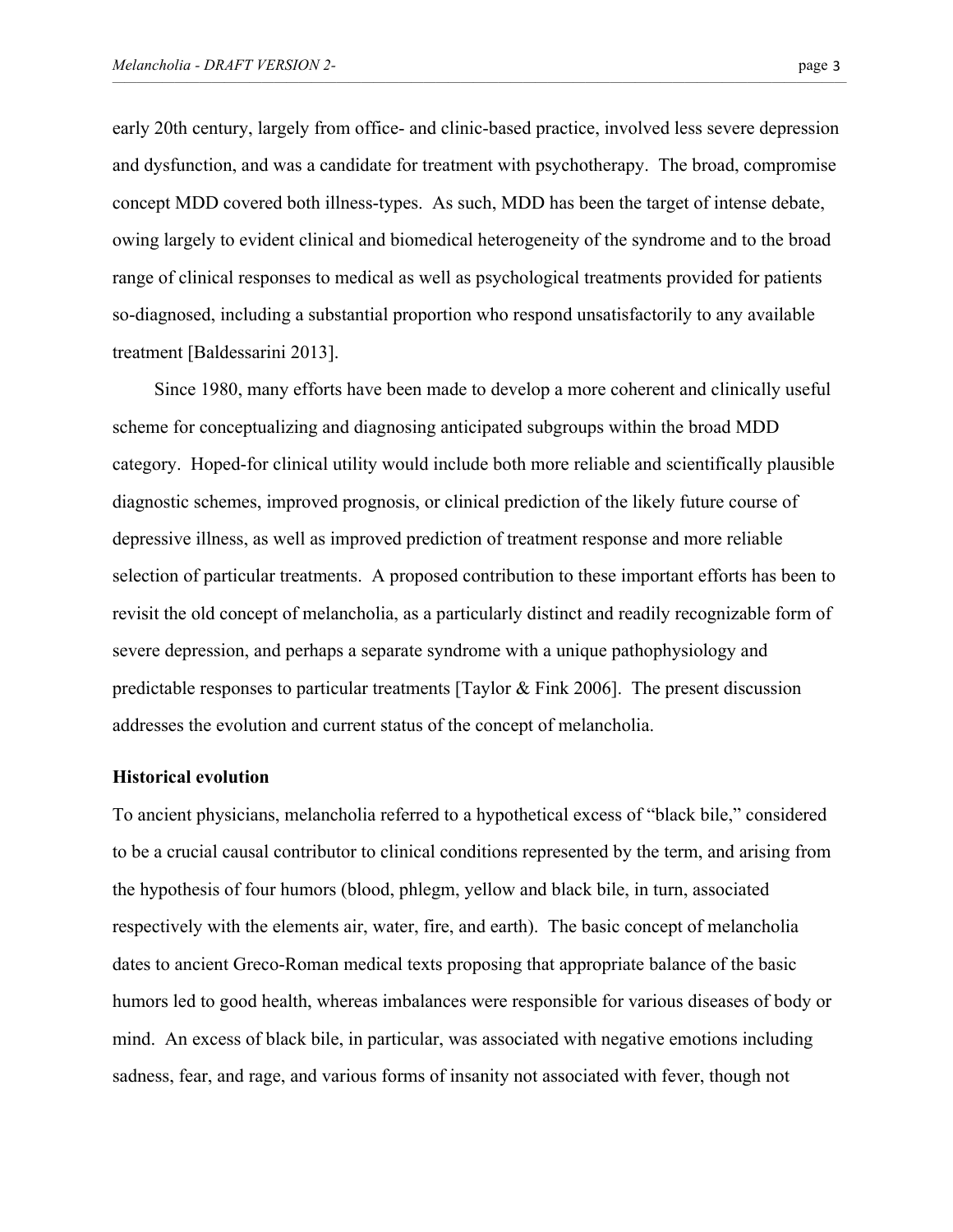early 20th century, largely from office- and clinic-based practice, involved less severe depression and dysfunction, and was a candidate for treatment with psychotherapy. The broad, compromise concept MDD covered both illness-types. As such, MDD has been the target of intense debate, owing largely to evident clinical and biomedical heterogeneity of the syndrome and to the broad range of clinical responses to medical as well as psychological treatments provided for patients so-diagnosed, including a substantial proportion who respond unsatisfactorily to any available treatment [Baldessarini 2013].

Since 1980, many efforts have been made to develop a more coherent and clinically useful scheme for conceptualizing and diagnosing anticipated subgroups within the broad MDD category. Hoped-for clinical utility would include both more reliable and scientifically plausible diagnostic schemes, improved prognosis, or clinical prediction of the likely future course of depressive illness, as well as improved prediction of treatment response and more reliable selection of particular treatments. A proposed contribution to these important efforts has been to revisit the old concept of melancholia, as a particularly distinct and readily recognizable form of severe depression, and perhaps a separate syndrome with a unique pathophysiology and predictable responses to particular treatments [Taylor & Fink 2006]. The present discussion addresses the evolution and current status of the concept of melancholia.

**Historical evolution**

To ancient physicians, melancholia referred to a hypothetical excess of "black bile," considered to be a crucial causal contributor to clinical conditions represented by the term, and arising from the hypothesis of four humors (blood, phlegm, yellow and black bile, in turn, associated respectively with the elements air, water, fire, and earth). The basic concept of melancholia dates to ancient Greco-Roman medical texts proposing that appropriate balance of the basic humors led to good health, whereas imbalances were responsible for various diseases of body or mind. An excess of black bile, in particular, was associated with negative emotions including sadness, fear, and rage, and various forms of insanity not associated with fever, though not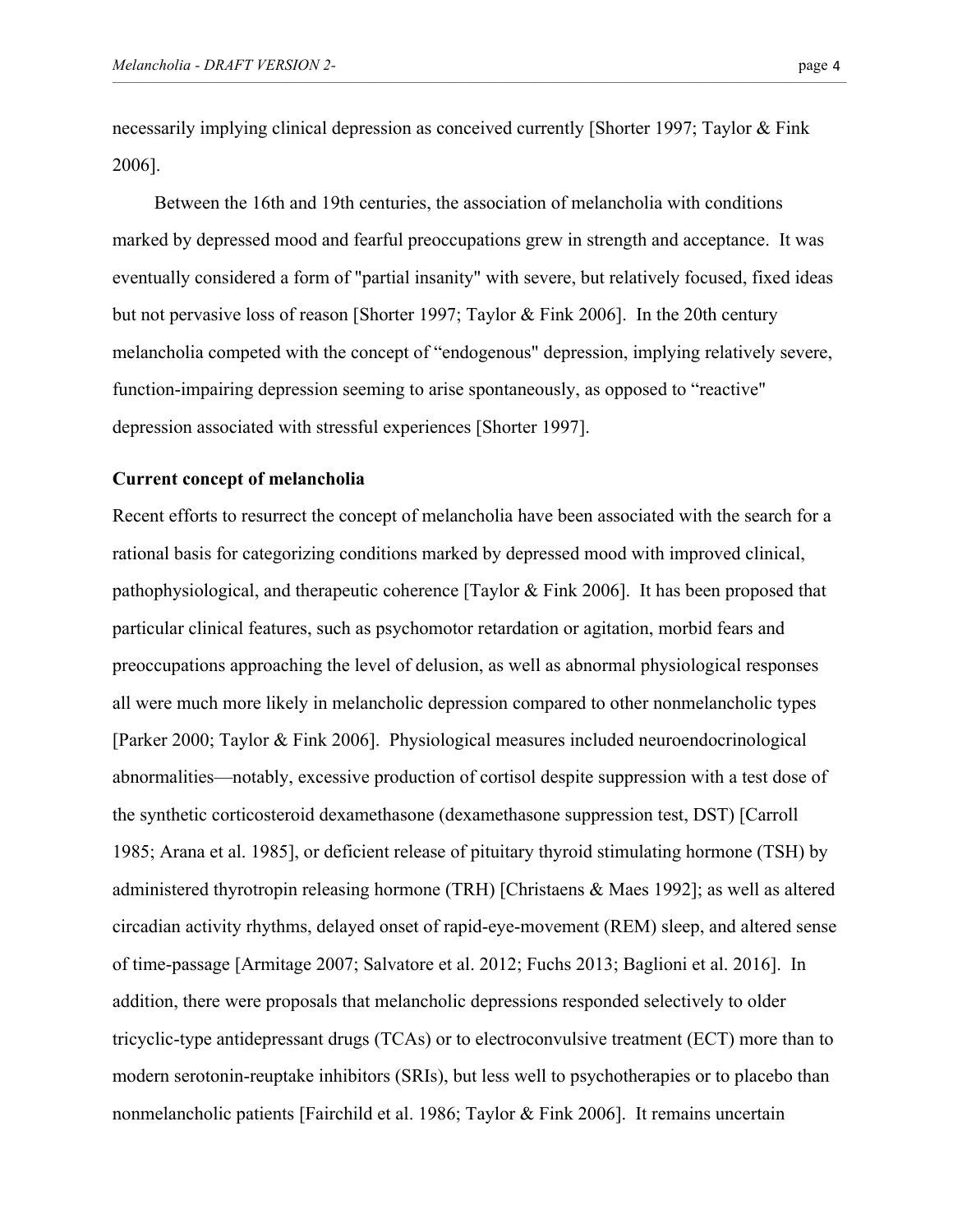necessarily implying clinical depression as conceived currently [Shorter 1997; Taylor & Fink 2006].

Between the 16th and 19th centuries, the association of melancholia with conditions marked by depressed mood and fearful preoccupations grew in strength and acceptance. It was eventually considered a form of "partial insanity" with severe, but relatively focused, fixed ideas but not pervasive loss of reason [Shorter 1997; Taylor & Fink 2006]. In the 20th century melancholia competed with the concept of “endogenous" depression, implying relatively severe, function-impairing depression seeming to arise spontaneously, as opposed to “reactive" depression associated with stressful experiences [Shorter 1997].

### Current concept of melancholia

Recent efforts to resurrect the concept of melancholia have been associated with the search for a rational basis for categorizing conditions marked by depressed mood with improved clinical, pathophysiological, and therapeutic coherence [Taylor & Fink 2006]. It has been proposed that particular clinical features, such as psychomotor retardation or agitation, morbid fears and preoccupations approaching the level of delusion, as well as abnormal physiological responses all were much more likely in melancholic depression compared to other nonmelancholic types [Parker 2000; Taylor & Fink 2006]. Physiological measures included neuroendocrinological abnormalities—notably, excessive production of cortisol despite suppression with a test dose of the synthetic corticosteroid dexamethasone (dexamethasone suppression test, DST) [Carroll 1985; Arana et al. 1985], or deficient release of pituitary thyroid stimulating hormone (TSH) by administered thyrotropin releasing hormone (TRH) [Christaens & Maes 1992]; as well as altered circadian activity rhythms, delayed onset of rapid-eye-movement (REM) sleep, and altered sense of time-passage [Armitage 2007; Salvatore et al. 2012; Fuchs 2013; Baglioni et al. 2016]. In addition, there were proposals that melancholic depressions responded selectively to older tricyclic-type antidepressant drugs (TCAs) or to electroconvulsive treatment (ECT) more than to modern serotonin-reuptake inhibitors (SRIs), but less well to psychotherapies or to placebo than nonmelancholic patients [Fairchild et al. 1986; Taylor & Fink 2006]. It remains uncertain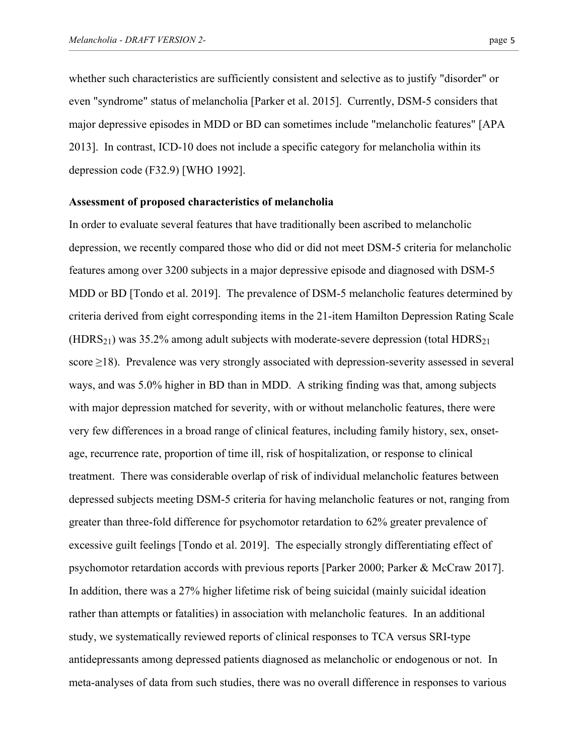whether such characteristics are sufficiently consistent and selective as to justify "disorder" or even "syndrome" status of melancholia [Parker et al. 2015]. Currently, DSM-5 considers that major depressive episodes in MDD or BD can sometimes include "melancholic features" [APA 2013]. In contrast, ICD-10 does not include a specific category for melancholia within its depression code (F32.9) [WHO 1992].

**Assessment of proposed characteristics of melancholia**

In order to evaluate several features that have traditionally been ascribed to melancholic depression, we recently compared those who did or did not meet DSM-5 criteria for melancholic features among over 3200 subjects in a major depressive episode and diagnosed with DSM-5 MDD or BD [Tondo et al. 2019]. The prevalence of DSM-5 melancholic features determined by criteria derived from eight corresponding items in the 21-item Hamilton Depression Rating Scale ($HDRS_{21}$) was 35.2% among adult subjects with moderate-severe depression (total $HDRS_{21}$ score $\geq$18). Prevalence was very strongly associated with depression-severity assessed in several ways, and was 5.0% higher in BD than in MDD. A striking finding was that, among subjects with major depression matched for severity, with or without melancholic features, there were very few differences in a broad range of clinical features, including family history, sex, onset-age, recurrence rate, proportion of time ill, risk of hospitalization, or response to clinical treatment. There was considerable overlap of risk of individual melancholic features between depressed subjects meeting DSM-5 criteria for having melancholic features or not, ranging from greater than three-fold difference for psychomotor retardation to 62% greater prevalence of excessive guilt feelings [Tondo et al. 2019]. The especially strongly differentiating effect of psychomotor retardation accords with previous reports [Parker 2000; Parker & McCraw 2017]. In addition, there was a 27% higher lifetime risk of being suicidal (mainly suicidal ideation rather than attempts or fatalities) in association with melancholic features. In an additional study, we systematically reviewed reports of clinical responses to TCA versus SRI-type antidepressants among depressed patients diagnosed as melancholic or endogenous or not. In meta-analyses of data from such studies, there was no overall difference in responses to various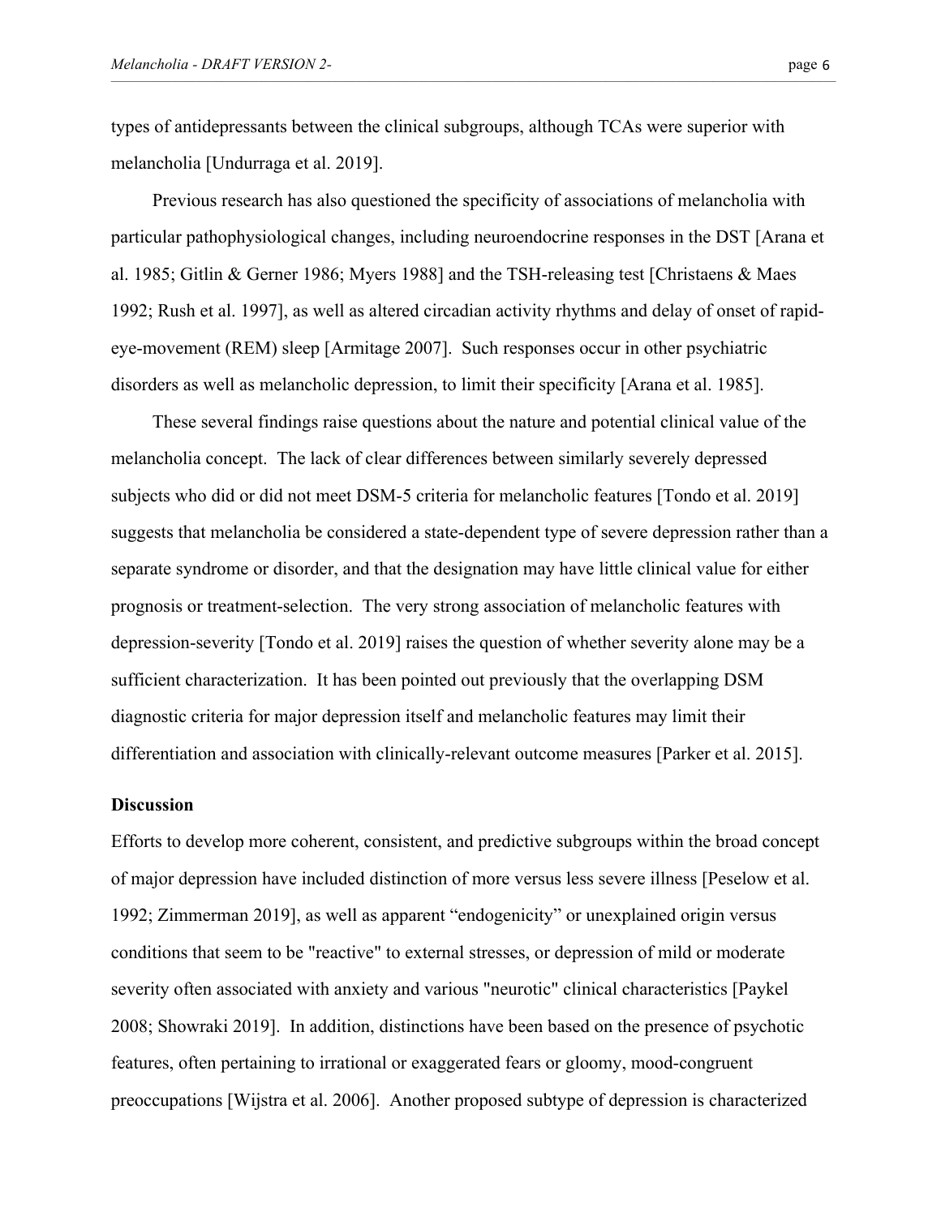types of antidepressants between the clinical subgroups, although TCAs were superior with melancholia [Undurraga et al. 2019].

Previous research has also questioned the specificity of associations of melancholia with particular pathophysiological changes, including neuroendocrine responses in the DST [Arana et al. 1985; Gitlin & Gerner 1986; Myers 1988] and the TSH-releasing test [Christaens & Maes 1992; Rush et al. 1997], as well as altered circadian activity rhythms and delay of onset of rapid-eye-movement (REM) sleep [Armitage 2007]. Such responses occur in other psychiatric disorders as well as melancholic depression, to limit their specificity [Arana et al. 1985].

These several findings raise questions about the nature and potential clinical value of the melancholia concept. The lack of clear differences between similarly severely depressed subjects who did or did not meet DSM-5 criteria for melancholic features [Tondo et al. 2019] suggests that melancholia be considered a state-dependent type of severe depression rather than a separate syndrome or disorder, and that the designation may have little clinical value for either prognosis or treatment-selection. The very strong association of melancholic features with depression-severity [Tondo et al. 2019] raises the question of whether severity alone may be a sufficient characterization. It has been pointed out previously that the overlapping DSM diagnostic criteria for major depression itself and melancholic features may limit their differentiation and association with clinically-relevant outcome measures [Parker et al. 2015].

**Discussion**

Efforts to develop more coherent, consistent, and predictive subgroups within the broad concept of major depression have included distinction of more versus less severe illness [Peselow et al. 1992; Zimmerman 2019], as well as apparent "endogenicity" or unexplained origin versus conditions that seem to be "reactive" to external stresses, or depression of mild or moderate severity often associated with anxiety and various "neurotic" clinical characteristics [Paykel 2008; Showraki 2019]. In addition, distinctions have been based on the presence of psychotic features, often pertaining to irrational or exaggerated fears or gloomy, mood-congruent preoccupations [Wijstra et al. 2006]. Another proposed subtype of depression is characterized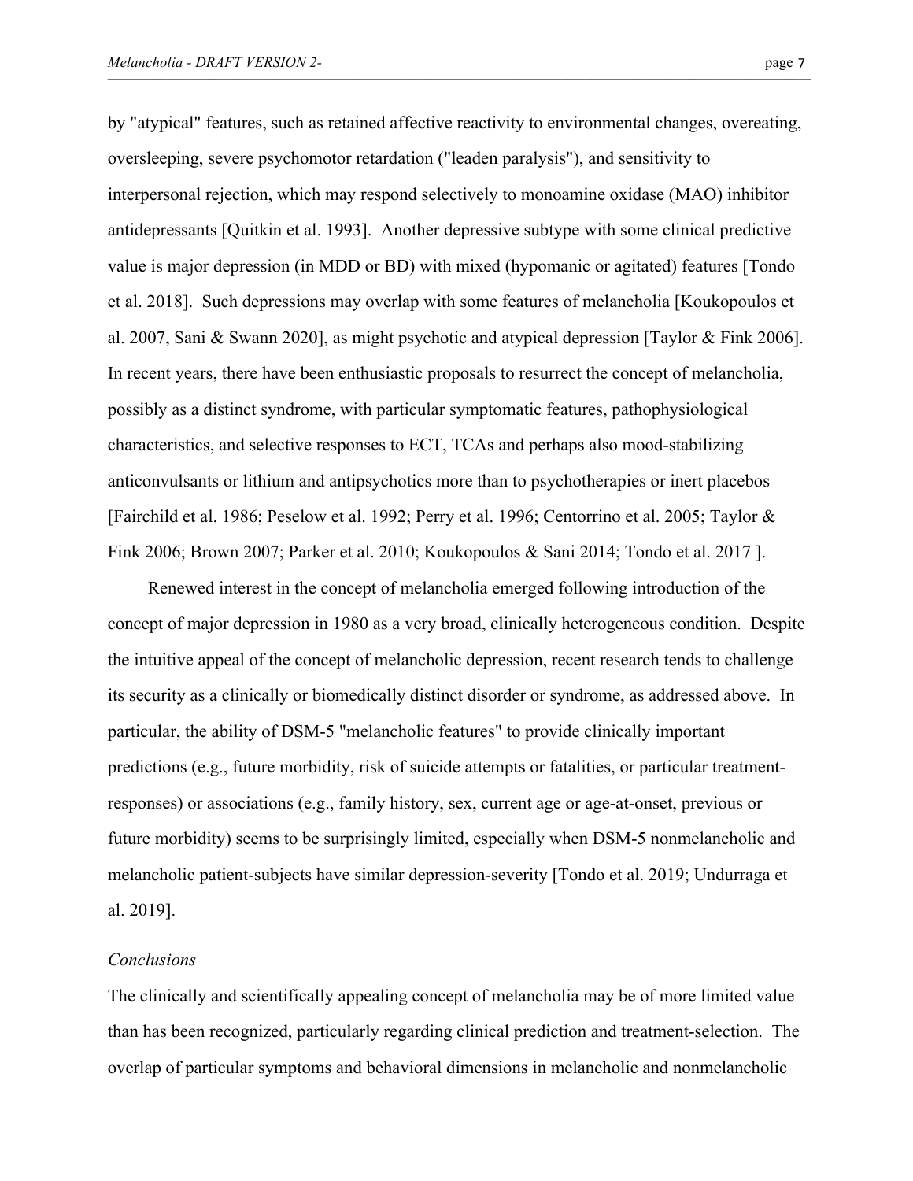by "atypical" features, such as retained affective reactivity to environmental changes, overeating, oversleeping, severe psychomotor retardation ("leaden paralysis"), and sensitivity to interpersonal rejection, which may respond selectively to monoamine oxidase (MAO) inhibitor antidepressants [Quitkin et al. 1993]. Another depressive subtype with some clinical predictive value is major depression (in MDD or BD) with mixed (hypomanic or agitated) features [Tondo et al. 2018]. Such depressions may overlap with some features of melancholia [Koukopoulos et al. 2007, Sani & Swann 2020], as might psychotic and atypical depression [Taylor & Fink 2006]. In recent years, there have been enthusiastic proposals to resurrect the concept of melancholia, possibly as a distinct syndrome, with particular symptomatic features, pathophysiological characteristics, and selective responses to ECT, TCAs and perhaps also mood-stabilizing anticonvulsants or lithium and antipsychotics more than to psychotherapies or inert placebos [Fairchild et al. 1986; Peselow et al. 1992; Perry et al. 1996; Centorrino et al. 2005; Taylor & Fink 2006; Brown 2007; Parker et al. 2010; Koukopoulos & Sani 2014; Tondo et al. 2017 ].

Renewed interest in the concept of melancholia emerged following introduction of the concept of major depression in 1980 as a very broad, clinically heterogeneous condition. Despite the intuitive appeal of the concept of melancholic depression, recent research tends to challenge its security as a clinically or biomedically distinct disorder or syndrome, as addressed above. In particular, the ability of DSM-5 "melancholic features" to provide clinically important predictions (e.g., future morbidity, risk of suicide attempts or fatalities, or particular treatment-responses) or associations (e.g., family history, sex, current age or age-at-onset, previous or future morbidity) seems to be surprisingly limited, especially when DSM-5 nonmelancholic and melancholic patient-subjects have similar depression-severity [Tondo et al. 2019; Undurraga et al. 2019].

*Conclusions*

The clinically and scientifically appealing concept of melancholia may be of more limited value than has been recognized, particularly regarding clinical prediction and treatment-selection. The overlap of particular symptoms and behavioral dimensions in melancholic and nonmelancholic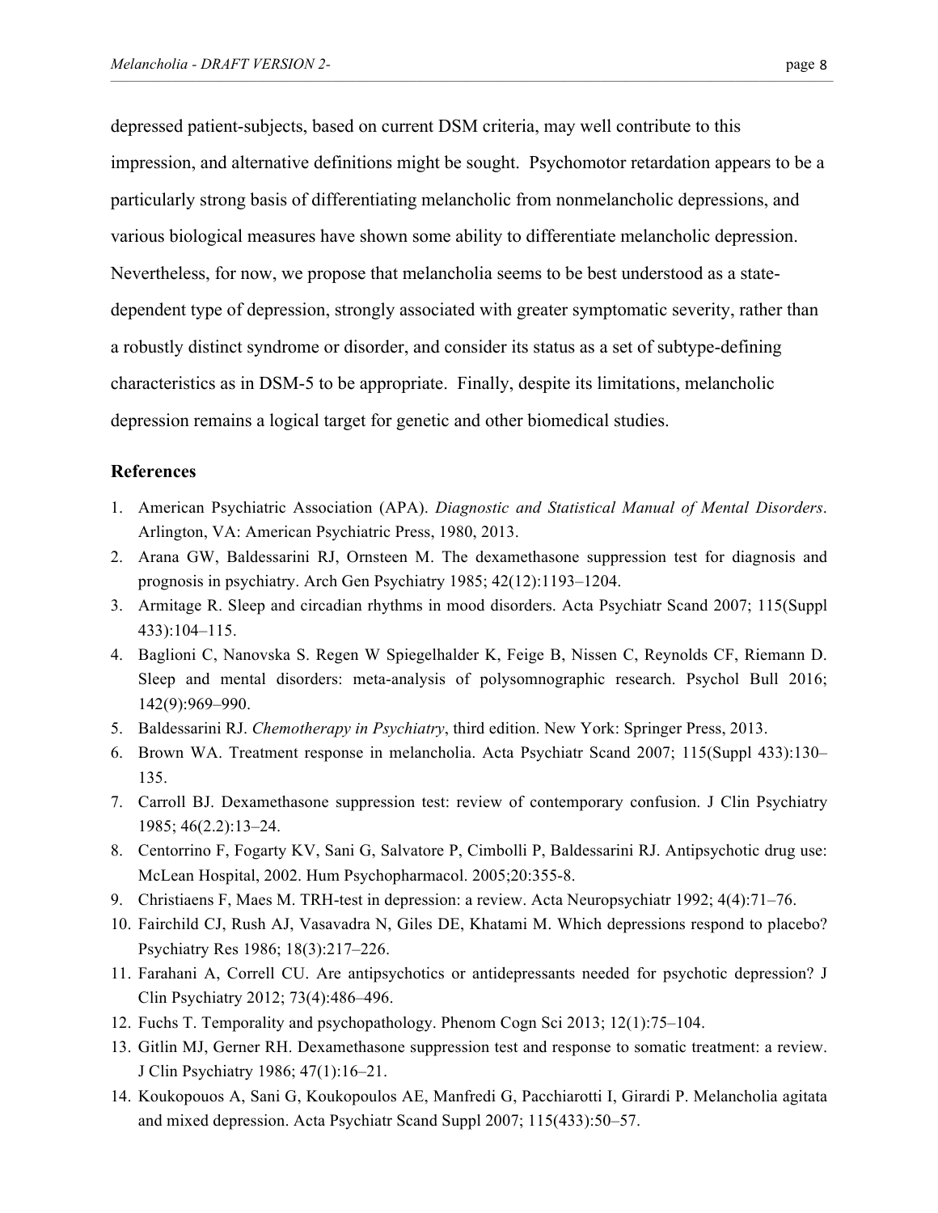depressed patient-subjects, based on current DSM criteria, may well contribute to this impression, and alternative definitions might be sought. Psychomotor retardation appears to be a particularly strong basis of differentiating melancholic from nonmelancholic depressions, and various biological measures have shown some ability to differentiate melancholic depression. Nevertheless, for now, we propose that melancholia seems to be best understood as a state-dependent type of depression, strongly associated with greater symptomatic severity, rather than a robustly distinct syndrome or disorder, and consider its status as a set of subtype-defining characteristics as in DSM-5 to be appropriate. Finally, despite its limitations, melancholic depression remains a logical target for genetic and other biomedical studies.

## References

1. American Psychiatric Association (APA). *Diagnostic and Statistical Manual of Mental Disorders*. Arlington, VA: American Psychiatric Press, 1980, 2013.
2. Arana GW, Baldessarini RJ, Ornsteen M. The dexamethasone suppression test for diagnosis and prognosis in psychiatry. Arch Gen Psychiatry 1985; 42(12):1193–1204.
3. Armitage R. Sleep and circadian rhythms in mood disorders. Acta Psychiatr Scand 2007; 115(Suppl 433):104–115.
4. Baglioni C, Nanovska S. Regen W Spiegelhalder K, Feige B, Nissen C, Reynolds CF, Riemann D. Sleep and mental disorders: meta-analysis of polysomnographic research. Psychol Bull 2016; 142(9):969–990.
5. Baldessarini RJ. *Chemotherapy in Psychiatry*, third edition. New York: Springer Press, 2013.
6. Brown WA. Treatment response in melancholia. Acta Psychiatr Scand 2007; 115(Suppl 433):130–135.
7. Carroll BJ. Dexamethasone suppression test: review of contemporary confusion. J Clin Psychiatry 1985; 46(2.2):13–24.
8. Centorrino F, Fogarty KV, Sani G, Salvatore P, Cimbolli P, Baldessarini RJ. Antipsychotic drug use: McLean Hospital, 2002. Hum Psychopharmacol. 2005;20:355-8.
9. Christiaens F, Maes M. TRH-test in depression: a review. Acta Neuropsychiatr 1992; 4(4):71–76.
10. Fairchild CJ, Rush AJ, Vasavadra N, Giles DE, Khatami M. Which depressions respond to placebo? Psychiatry Res 1986; 18(3):217–226.
11. Farahani A, Correll CU. Are antipsychotics or antidepressants needed for psychotic depression? J Clin Psychiatry 2012; 73(4):486–496.
12. Fuchs T. Temporality and psychopathology. Phenom Cogn Sci 2013; 12(1):75–104.
13. Gitlin MJ, Gerner RH. Dexamethasone suppression test and response to somatic treatment: a review. J Clin Psychiatry 1986; 47(1):16–21.
14. Koukopouos A, Sani G, Koukopoulos AE, Manfredi G, Pacchiarotti I, Girardi P. Melancholia agitata and mixed depression. Acta Psychiatr Scand Suppl 2007; 115(433):50–57.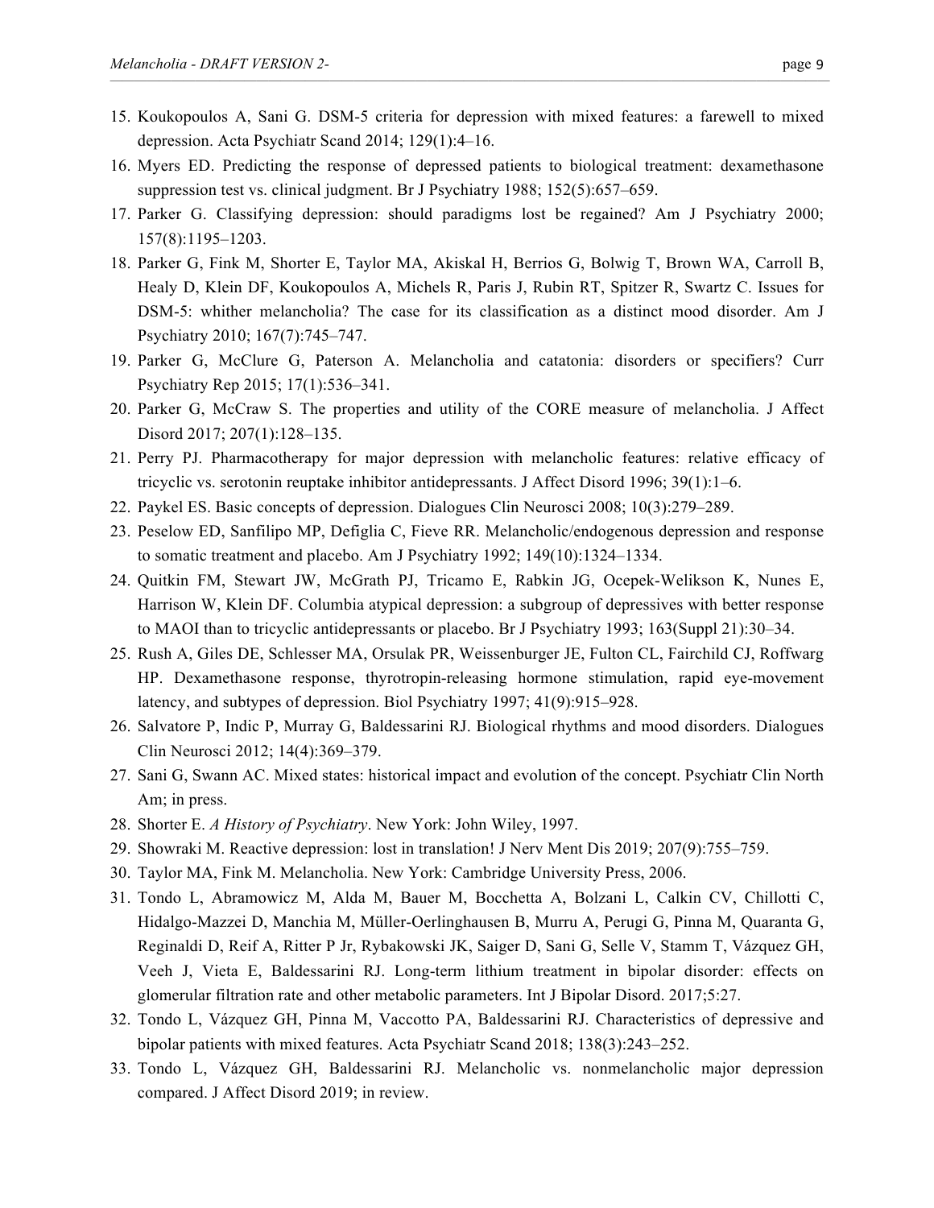15. Koukopoulos A, Sani G. DSM-5 criteria for depression with mixed features: a farewell to mixed depression. Acta Psychiatr Scand 2014; 129(1):4–16.
16. Myers ED. Predicting the response of depressed patients to biological treatment: dexamethasone suppression test vs. clinical judgment. Br J Psychiatry 1988; 152(5):657–659.
17. Parker G. Classifying depression: should paradigms lost be regained? Am J Psychiatry 2000; 157(8):1195–1203.
18. Parker G, Fink M, Shorter E, Taylor MA, Akiskal H, Berrios G, Bolwig T, Brown WA, Carroll B, Healy D, Klein DF, Koukopoulos A, Michels R, Paris J, Rubin RT, Spitzer R, Swartz C. Issues for DSM-5: whither melancholia? The case for its classification as a distinct mood disorder. Am J Psychiatry 2010; 167(7):745–747.
19. Parker G, McClure G, Paterson A. Melancholia and catatonia: disorders or specifiers? Curr Psychiatry Rep 2015; 17(1):536–341.
20. Parker G, McCraw S. The properties and utility of the CORE measure of melancholia. J Affect Disord 2017; 207(1):128–135.
21. Perry PJ. Pharmacotherapy for major depression with melancholic features: relative efficacy of tricyclic vs. serotonin reuptake inhibitor antidepressants. J Affect Disord 1996; 39(1):1–6.
22. Paykel ES. Basic concepts of depression. Dialogues Clin Neurosci 2008; 10(3):279–289.
23. Peselow ED, Sanfilipo MP, Defiglia C, Fieve RR. Melancholic/endogenous depression and response to somatic treatment and placebo. Am J Psychiatry 1992; 149(10):1324–1334.
24. Quitkin FM, Stewart JW, McGrath PJ, Tricamo E, Rabkin JG, Ocepek-Welikson K, Nunes E, Harrison W, Klein DF. Columbia atypical depression: a subgroup of depressives with better response to MAOI than to tricyclic antidepressants or placebo. Br J Psychiatry 1993; 163(Suppl 21):30–34.
25. Rush A, Giles DE, Schlesser MA, Orsulak PR, Weissenburger JE, Fulton CL, Fairchild CJ, Roffwarg HP. Dexamethasone response, thyrotropin-releasing hormone stimulation, rapid eye-movement latency, and subtypes of depression. Biol Psychiatry 1997; 41(9):915–928.
26. Salvatore P, Indic P, Murray G, Baldessarini RJ. Biological rhythms and mood disorders. Dialogues Clin Neurosci 2012; 14(4):369–379.
27. Sani G, Swann AC. Mixed states: historical impact and evolution of the concept. Psychiatr Clin North Am; in press.
28. Shorter E. *A History of Psychiatry*. New York: John Wiley, 1997.
29. Showraki M. Reactive depression: lost in translation! J Nerv Ment Dis 2019; 207(9):755–759.
30. Taylor MA, Fink M. Melancholia. New York: Cambridge University Press, 2006.
31. Tondo L, Abramowicz M, Alda M, Bauer M, Bocchetta A, Bolzani L, Calkin CV, Chillotti C, Hidalgo-Mazzei D, Manchia M, Müller-Oerlinghausen B, Murru A, Perugi G, Pinna M, Quaranta G, Reginaldi D, Reif A, Ritter P Jr, Rybakowski JK, Saiger D, Sani G, Selle V, Stamm T, Vázquez GH, Veeh J, Vieta E, Baldessarini RJ. Long-term lithium treatment in bipolar disorder: effects on glomerular filtration rate and other metabolic parameters. Int J Bipolar Disord. 2017;5:27.
32. Tondo L, Vázquez GH, Pinna M, Vaccotto PA, Baldessarini RJ. Characteristics of depressive and bipolar patients with mixed features. Acta Psychiatr Scand 2018; 138(3):243–252.
33. Tondo L, Vázquez GH, Baldessarini RJ. Melancholic vs. nonmelancholic major depression compared. J Affect Disord 2019; in review.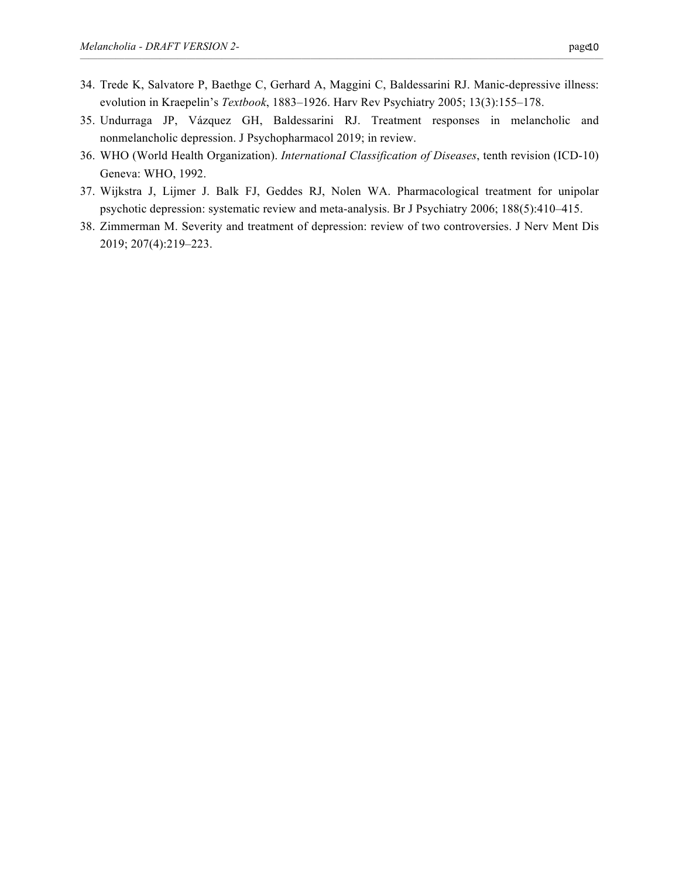34. Trede K, Salvatore P, Baethge C, Gerhard A, Maggini C, Baldessarini RJ. Manic-depressive illness: evolution in Kraepelin's *Textbook*, 1883–1926. Harv Rev Psychiatry 2005; 13(3):155–178.
35. Undurraga JP, Vázquez GH, Baldessarini RJ. Treatment responses in melancholic and nonmelancholic depression. J Psychopharmacol 2019; in review.
36. WHO (World Health Organization). *InternationaI Classification of Diseases*, tenth revision (ICD-10) Geneva: WHO, 1992.
37. Wijkstra J, Lijmer J. Balk FJ, Geddes RJ, Nolen WA. Pharmacological treatment for unipolar psychotic depression: systematic review and meta-analysis. Br J Psychiatry 2006; 188(5):410–415.
38. Zimmerman M. Severity and treatment of depression: review of two controversies. J Nerv Ment Dis 2019; 207(4):219–223.